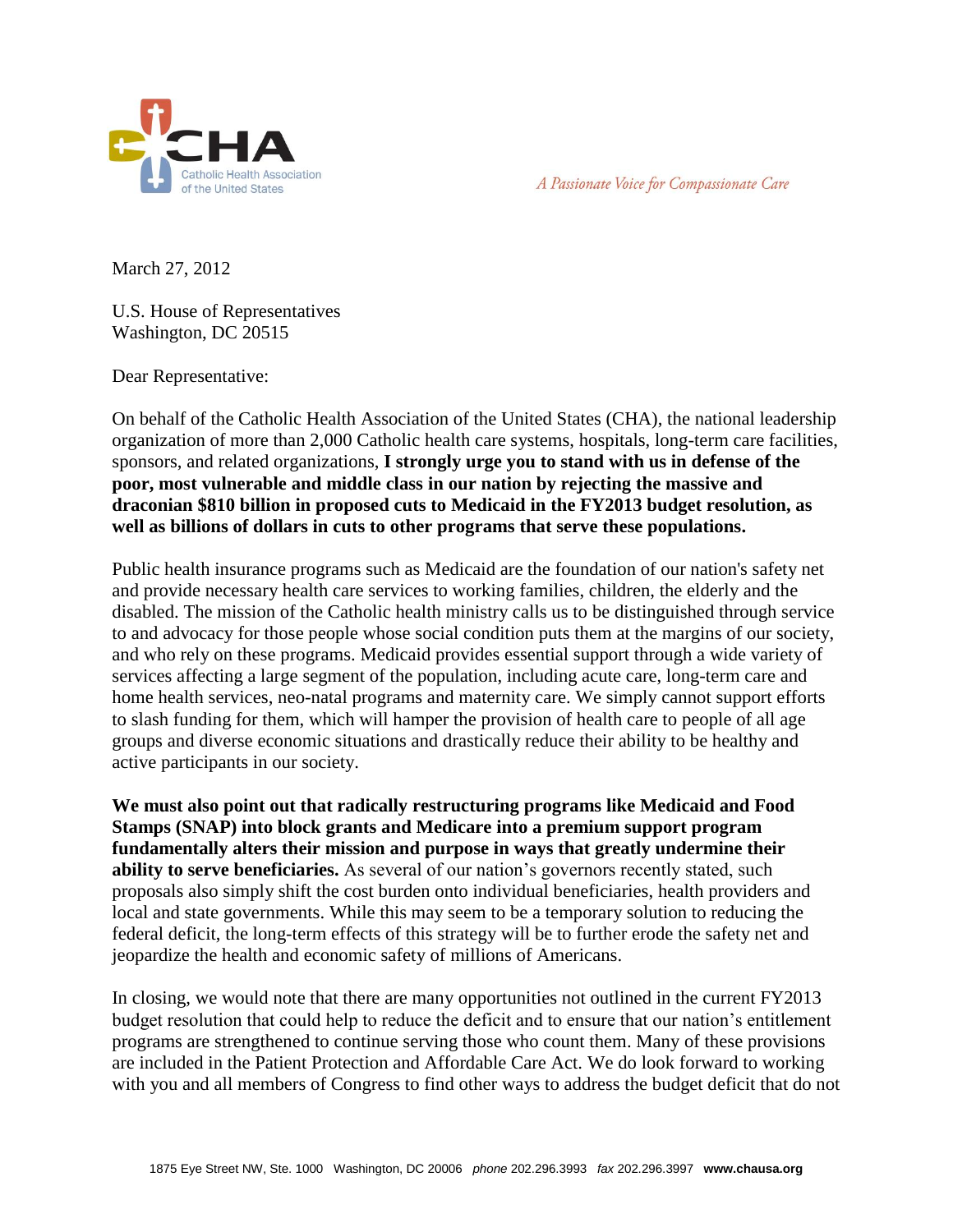Catholic Health Association of the United States

*A Passionate Voice for Compassionate Care*

March 27, 2012

U.S. House of Representatives
Washington, DC 20515

Dear Representative:

On behalf of the Catholic Health Association of the United States (CHA), the national leadership organization of more than 2,000 Catholic health care systems, hospitals, long-term care facilities, sponsors, and related organizations, **I strongly urge you to stand with us in defense of the poor, most vulnerable and middle class in our nation by rejecting the massive and draconian $810 billion in proposed cuts to Medicaid in the FY2013 budget resolution, as well as billions of dollars in cuts to other programs that serve these populations.**

Public health insurance programs such as Medicaid are the foundation of our nation's safety net and provide necessary health care services to working families, children, the elderly and the disabled. The mission of the Catholic health ministry calls us to be distinguished through service to and advocacy for those people whose social condition puts them at the margins of our society, and who rely on these programs. Medicaid provides essential support through a wide variety of services affecting a large segment of the population, including acute care, long-term care and home health services, neo-natal programs and maternity care. We simply cannot support efforts to slash funding for them, which will hamper the provision of health care to people of all age groups and diverse economic situations and drastically reduce their ability to be healthy and active participants in our society.

**We must also point out that radically restructuring programs like Medicaid and Food Stamps (SNAP) into block grants and Medicare into a premium support program fundamentally alters their mission and purpose in ways that greatly undermine their ability to serve beneficiaries.** As several of our nation's governors recently stated, such proposals also simply shift the cost burden onto individual beneficiaries, health providers and local and state governments. While this may seem to be a temporary solution to reducing the federal deficit, the long-term effects of this strategy will be to further erode the safety net and jeopardize the health and economic safety of millions of Americans.

In closing, we would note that there are many opportunities not outlined in the current FY2013 budget resolution that could help to reduce the deficit and to ensure that our nation's entitlement programs are strengthened to continue serving those who count them. Many of these provisions are included in the Patient Protection and Affordable Care Act. We do look forward to working with you and all members of Congress to find other ways to address the budget deficit that do not

1875 Eye Street NW, Ste. 1000 Washington, DC 20006 *phone* 202.296.3993 *fax* 202.296.3997 **www.chausa.org**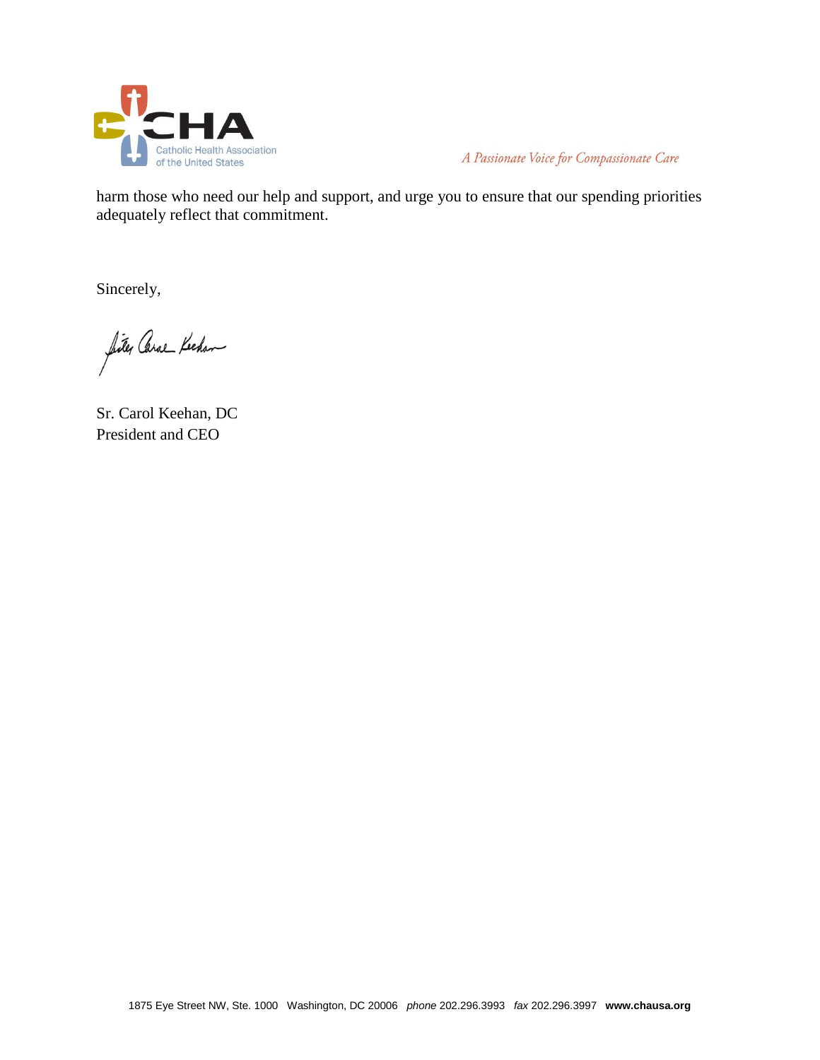harm those who need our help and support, and urge you to ensure that our spending priorities adequately reflect that commitment.

Sincerely,

Sr. Carol Keehan, DC
President and CEO